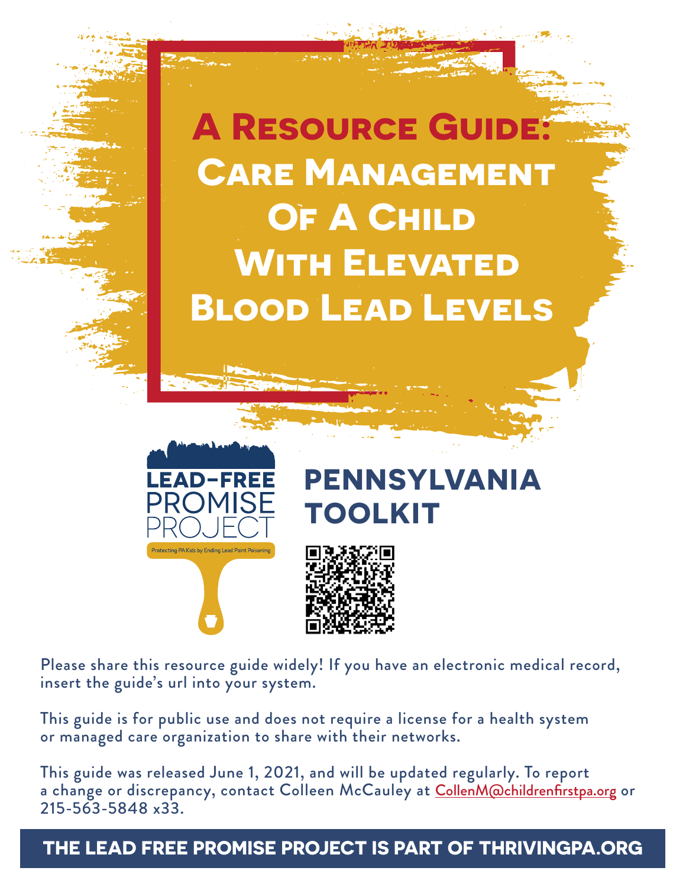# A Resource Guide: Care Management Of A Child With Elevated Blood Lead Levels

LEAD-FREE PROMISE PROJECT

Protecting PA Kids by Ending Lead Paint Poisoning

## PENNSYLVANIA TOOLKIT

Please share this resource guide widely! If you have an electronic medical record, insert the guide's url into your system.

This guide is for public use and does not require a license for a health system or managed care organization to share with their networks.

This guide was released June 1, 2021, and will be updated regularly. To report a change or discrepancy, contact Colleen McCauley at CollenM@childrenfirstpa.org or 215-563-5848 x33.

**THE LEAD FREE PROMISE PROJECT IS PART OF THRIVINGPA.ORG**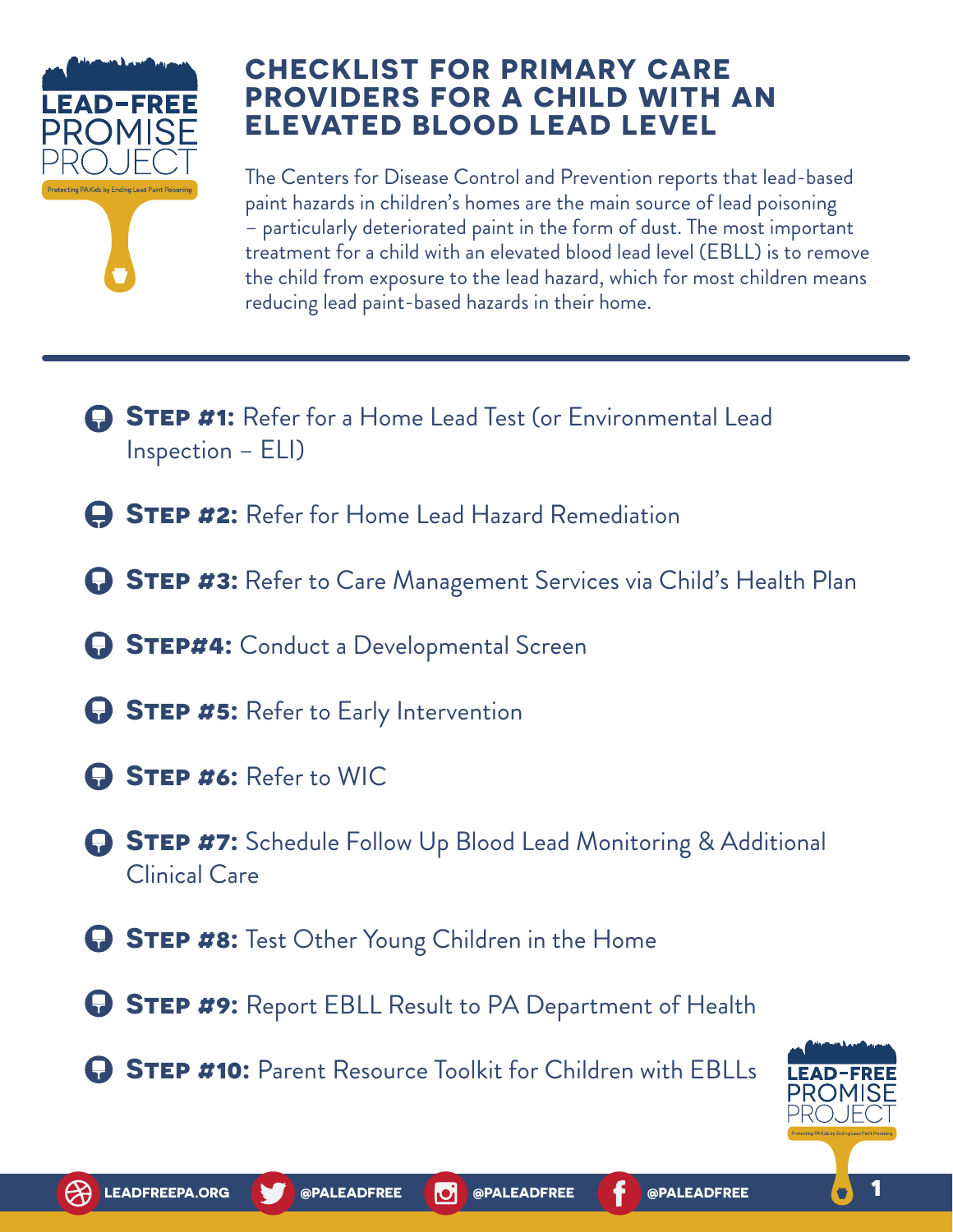# CHECKLIST FOR PRIMARY CARE PROVIDERS FOR A CHILD WITH AN ELEVATED BLOOD LEAD LEVEL

The Centers for Disease Control and Prevention reports that lead-based paint hazards in children's homes are the main source of lead poisoning – particularly deteriorated paint in the form of dust. The most important treatment for a child with an elevated blood lead level (EBLL) is to remove the child from exposure to the lead hazard, which for most children means reducing lead paint-based hazards in their home.

---

- **STEP #1:** Refer for a Home Lead Test (or Environmental Lead Inspection – ELI)
- **STEP #2:** Refer for Home Lead Hazard Remediation
- **STEP #3:** Refer to Care Management Services via Child's Health Plan
- **STEP#4:** Conduct a Developmental Screen
- **STEP #5:** Refer to Early Intervention
- **STEP #6:** Refer to WIC
- **STEP #7:** Schedule Follow Up Blood Lead Monitoring & Additional Clinical Care
- **STEP #8:** Test Other Young Children in the Home
- **STEP #9:** Report EBLL Result to PA Department of Health
- **STEP #10:** Parent Resource Toolkit for Children with EBLLs

LEADFREEPA.ORG | @PALEADFREE | @PALEADFREE | @PALEADFREE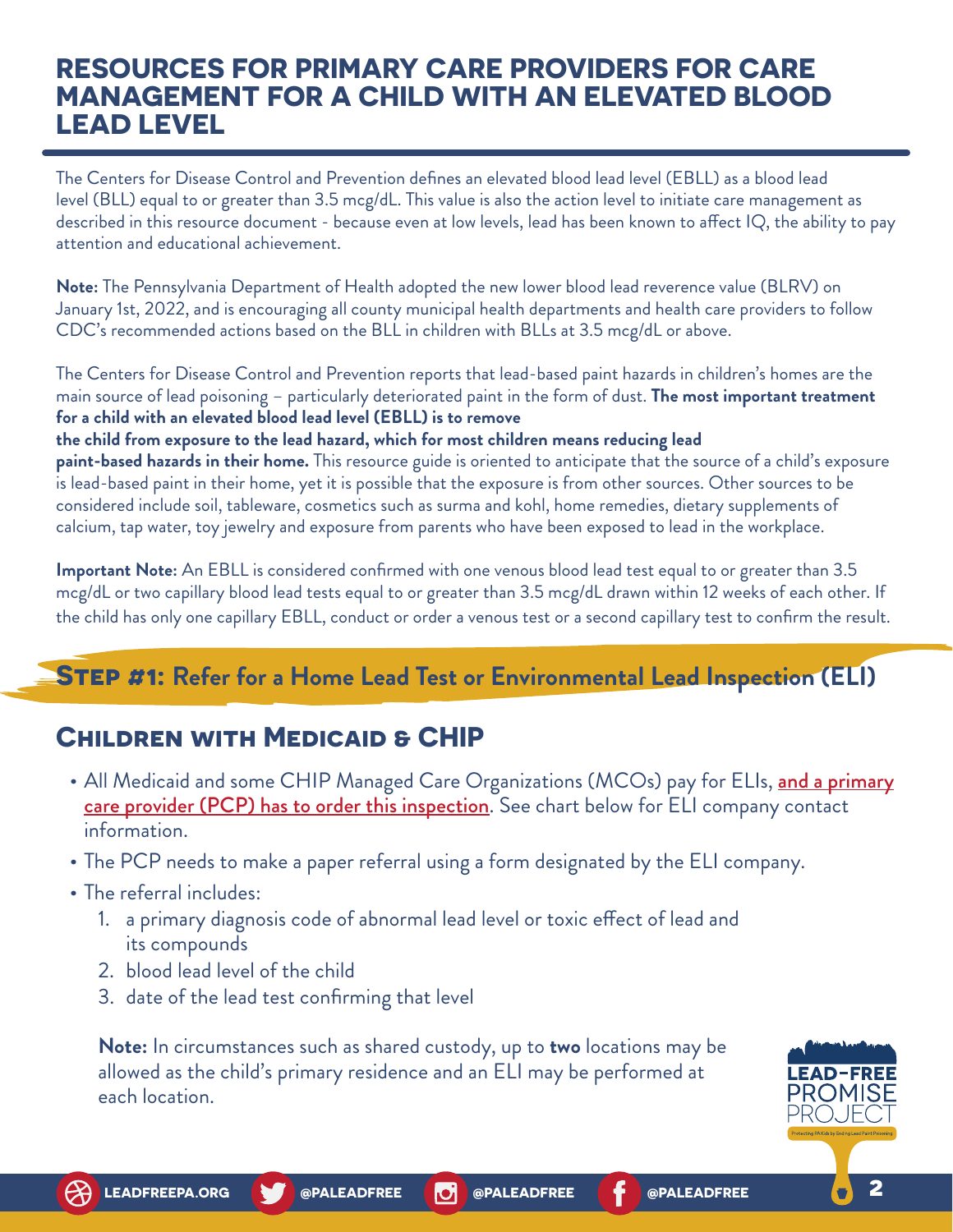# RESOURCES FOR PRIMARY CARE PROVIDERS FOR CARE MANAGEMENT FOR A CHILD WITH AN ELEVATED BLOOD LEAD LEVEL

The Centers for Disease Control and Prevention defines an elevated blood lead level (EBLL) as a blood lead level (BLL) equal to or greater than 3.5 mcg/dL. This value is also the action level to initiate care management as described in this resource document - because even at low levels, lead has been known to affect IQ, the ability to pay attention and educational achievement.

**Note:** The Pennsylvania Department of Health adopted the new lower blood lead reverence value (BLRV) on January 1st, 2022, and is encouraging all county municipal health departments and health care providers to follow CDC's recommended actions based on the BLL in children with BLLs at 3.5 mcg/dL or above.

The Centers for Disease Control and Prevention reports that lead-based paint hazards in children's homes are the main source of lead poisoning – particularly deteriorated paint in the form of dust. **The most important treatment for a child with an elevated blood lead level (EBLL) is to remove the child from exposure to the lead hazard, which for most children means reducing lead paint-based hazards in their home.** This resource guide is oriented to anticipate that the source of a child's exposure is lead-based paint in their home, yet it is possible that the exposure is from other sources. Other sources to be considered include soil, tableware, cosmetics such as surma and kohl, home remedies, dietary supplements of calcium, tap water, toy jewelry and exposure from parents who have been exposed to lead in the workplace.

**Important Note:** An EBLL is considered confirmed with one venous blood lead test equal to or greater than 3.5 mcg/dL or two capillary blood lead tests equal to or greater than 3.5 mcg/dL drawn within 12 weeks of each other. If the child has only one capillary EBLL, conduct or order a venous test or a second capillary test to confirm the result.

## STEP #1: Refer for a Home Lead Test or Environmental Lead Inspection (ELI)

### Children with Medicaid & CHIP

- All Medicaid and some CHIP Managed Care Organizations (MCOs) pay for ELIs, and a primary care provider (PCP) has to order this inspection. See chart below for ELI company contact information.
- The PCP needs to make a paper referral using a form designated by the ELI company.
- The referral includes:
  1. a primary diagnosis code of abnormal lead level or toxic effect of lead and its compounds
  2. blood lead level of the child
  3. date of the lead test confirming that level

  **Note:** In circumstances such as shared custody, up to **two** locations may be allowed as the child's primary residence and an ELI may be performed at each location.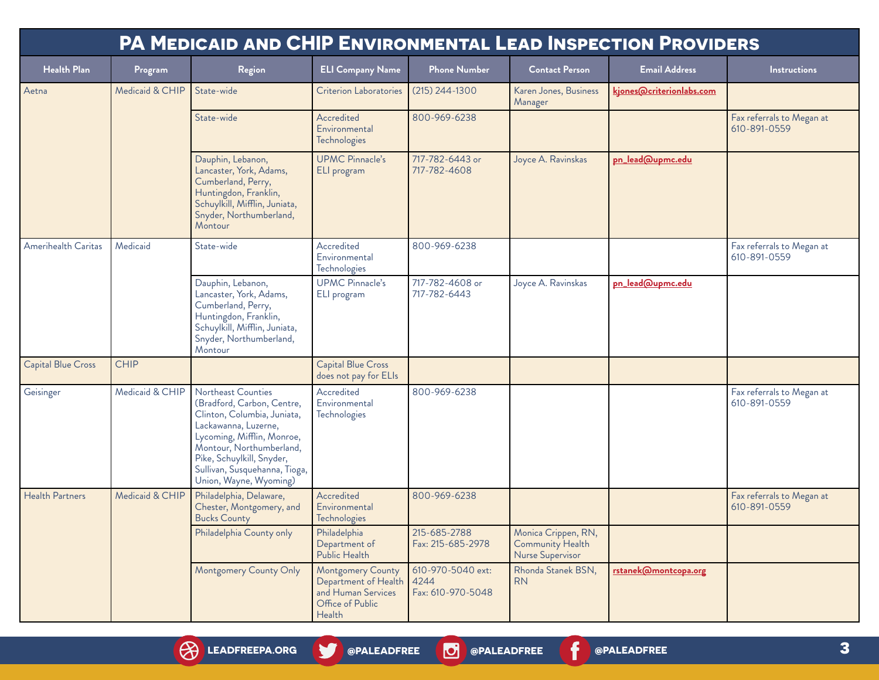# PA Medicaid and CHIP Environmental Lead Inspection Providers

| Health Plan | Program | Region | ELI Company Name | Phone Number | Contact Person | Email Address | Instructions |
|---|---|---|---|---|---|---|---|
| Aetna | Medicaid & CHIP | State-wide | Criterion Laboratories | (215) 244-1300 | Karen Jones, Business Manager | kjones@criterionlabs.com | |
| | | State-wide | Accredited Environmental Technologies | 800-969-6238 | | | Fax referrals to Megan at 610-891-0559 |
| | | Dauphin, Lebanon, Lancaster, York, Adams, Cumberland, Perry, Huntingdon, Franklin, Schuylkill, Mifflin, Juniata, Snyder, Northumberland, Montour | UPMC Pinnacle's ELI program | 717-782-6443 or 717-782-4608 | Joyce A. Ravinskas | pn_lead@upmc.edu | |
| Amerihealth Caritas | Medicaid | State-wide | Accredited Environmental Technologies | 800-969-6238 | | | Fax referrals to Megan at 610-891-0559 |
| | | Dauphin, Lebanon, Lancaster, York, Adams, Cumberland, Perry, Huntingdon, Franklin, Schuylkill, Mifflin, Juniata, Snyder, Northumberland, Montour | UPMC Pinnacle's ELI program | 717-782-4608 or 717-782-6443 | Joyce A. Ravinskas | pn_lead@upmc.edu | |
| Capital Blue Cross | CHIP | | Capital Blue Cross does not pay for ELIs | | | | |
| Geisinger | Medicaid & CHIP | Northeast Counties (Bradford, Carbon, Centre, Clinton, Columbia, Juniata, Lackawanna, Luzerne, Lycoming, Mifflin, Monroe, Montour, Northumberland, Pike, Schuylkill, Snyder, Sullivan, Susquehanna, Tioga, Union, Wayne, Wyoming) | Accredited Environmental Technologies | 800-969-6238 | | | Fax referrals to Megan at 610-891-0559 |
| Health Partners | Medicaid & CHIP | Philadelphia, Delaware, Chester, Montgomery, and Bucks County | Accredited Environmental Technologies | 800-969-6238 | | | Fax referrals to Megan at 610-891-0559 |
| | | Philadelphia County only | Philadelphia Department of Public Health | 215-685-2788 Fax: 215-685-2978 | Monica Crippen, RN, Community Health Nurse Supervisor | | |
| | | Montgomery County Only | Montgomery County Department of Health and Human Services Office of Public Health | 610-970-5040 ext: 4244 Fax: 610-970-5048 | Rhonda Stanek BSN, RN | rstanek@montcopa.org | |

LEADFREEPA.ORG @PALEADFREE @PALEADFREE @PALEADFREE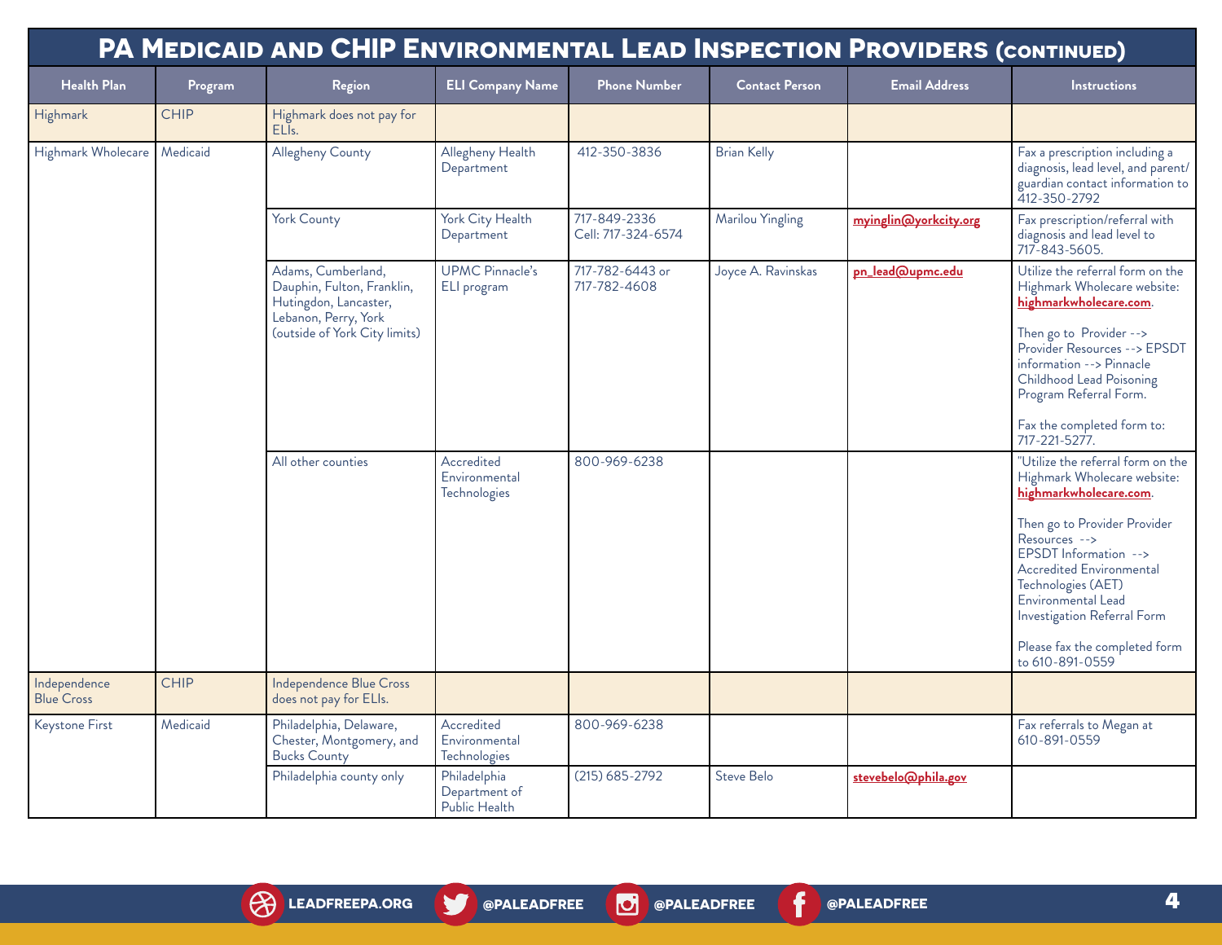# PA Medicaid and CHIP Environmental Lead Inspection Providers (continued)

| Health Plan | Program | Region | ELI Company Name | Phone Number | Contact Person | Email Address | Instructions |
|---|---|---|---|---|---|---|---|
| Highmark | CHIP | Highmark does not pay for ELIs. | | | | | |
| Highmark Wholecare | Medicaid | Allegheny County | Allegheny Health Department | 412-350-3836 | Brian Kelly | | Fax a prescription including a diagnosis, lead level, and parent/guardian contact information to 412-350-2792 |
| | | York County | York City Health Department | 717-849-2336<br>Cell: 717-324-6574 | Marilou Yingling | myinglin@yorkcity.org | Fax prescription/referral with diagnosis and lead level to 717-843-5605. |
| | | Adams, Cumberland, Dauphin, Fulton, Franklin, Hutingdon, Lancaster, Lebanon, Perry, York (outside of York City limits) | UPMC Pinnacle's ELI program | 717-782-6443 or 717-782-4608 | Joyce A. Ravinskas | pn_lead@upmc.edu | Utilize the referral form on the Highmark Wholecare website: highmarkwholecare.com.<br><br>Then go to Provider --> Provider Resources --> EPSDT information --> Pinnacle Childhood Lead Poisoning Program Referral Form.<br><br>Fax the completed form to: 717-221-5277. |
| | | All other counties | Accredited Environmental Technologies | 800-969-6238 | | | "Utilize the referral form on the Highmark Wholecare website: highmarkwholecare.com.<br><br>Then go to Provider Provider Resources --> EPSDT Information --> Accredited Environmental Technologies (AET) Environmental Lead Investigation Referral Form<br><br>Please fax the completed form to 610-891-0559 |
| Independence Blue Cross | CHIP | Independence Blue Cross does not pay for ELIs. | | | | | |
| Keystone First | Medicaid | Philadelphia, Delaware, Chester, Montgomery, and Bucks County | Accredited Environmental Technologies | 800-969-6238 | | | Fax referrals to Megan at 610-891-0559 |
| | | Philadelphia county only | Philadelphia Department of Public Health | (215) 685-2792 | Steve Belo | stevebelo@phila.gov | |

LEADFREEPA.ORG | @PALEADFREE | @PALEADFREE | @PALEADFREE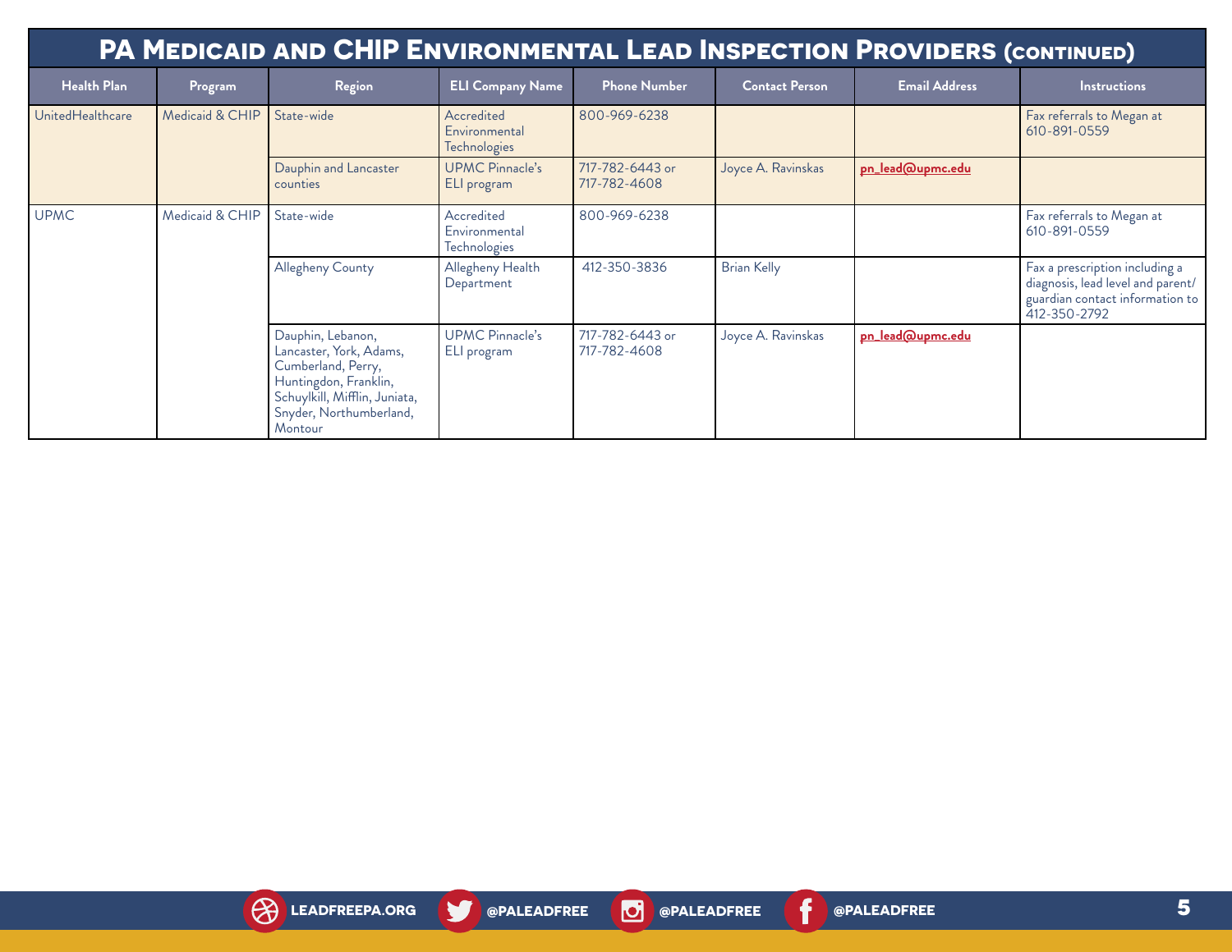## PA Medicaid and CHIP Environmental Lead Inspection Providers (continued)

| Health Plan | Program | Region | ELI Company Name | Phone Number | Contact Person | Email Address | Instructions |
|---|---|---|---|---|---|---|---|
| UnitedHealthcare | Medicaid & CHIP | State-wide | Accredited Environmental Technologies | 800-969-6238 | | | Fax referrals to Megan at 610-891-0559 |
| | | Dauphin and Lancaster counties | UPMC Pinnacle's ELI program | 717-782-6443 or 717-782-4608 | Joyce A. Ravinskas | pn_lead@upmc.edu | |
| UPMC | Medicaid & CHIP | State-wide | Accredited Environmental Technologies | 800-969-6238 | | | Fax referrals to Megan at 610-891-0559 |
| | | Allegheny County | Allegheny Health Department | 412-350-3836 | Brian Kelly | | Fax a prescription including a diagnosis, lead level and parent/guardian contact information to 412-350-2792 |
| | | Dauphin, Lebanon, Lancaster, York, Adams, Cumberland, Perry, Huntingdon, Franklin, Schuylkill, Mifflin, Juniata, Snyder, Northumberland, Montour | UPMC Pinnacle's ELI program | 717-782-6443 or 717-782-4608 | Joyce A. Ravinskas | pn_lead@upmc.edu | |

LEADFREEPA.ORG @PALEADFREE @PALEADFREE @PALEADFREE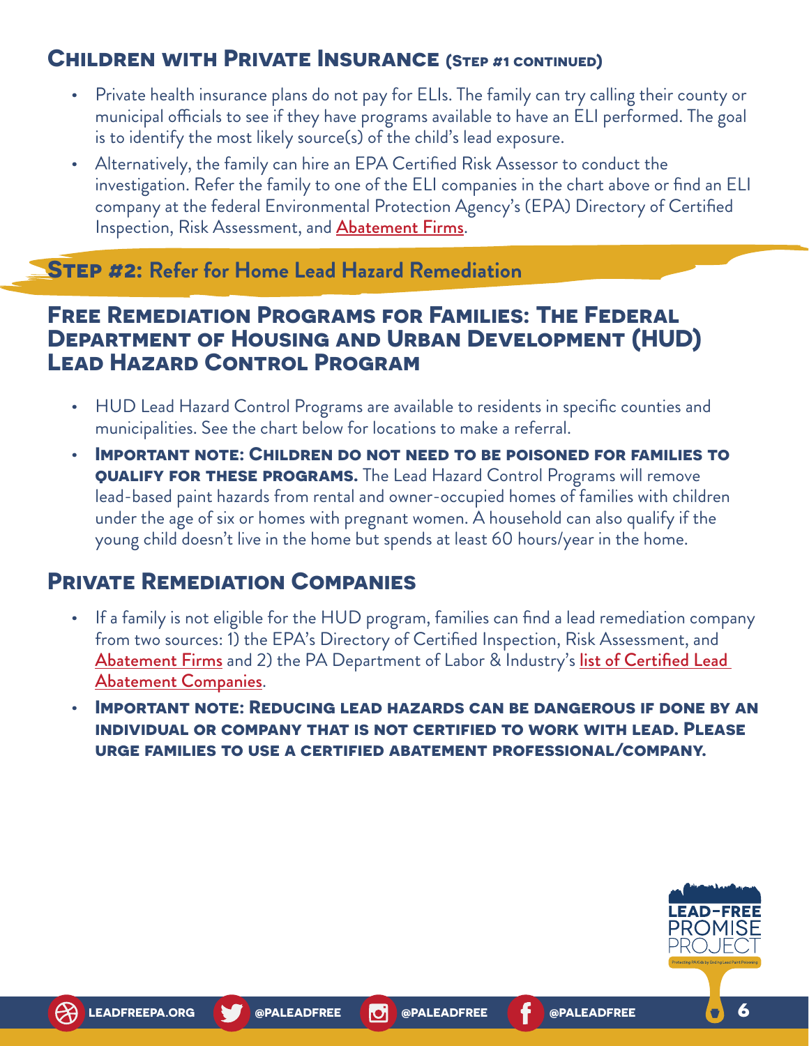## Children with Private Insurance (Step #1 continued)

- Private health insurance plans do not pay for ELIs. The family can try calling their county or municipal officials to see if they have programs available to have an ELI performed. The goal is to identify the most likely source(s) of the child's lead exposure.
- Alternatively, the family can hire an EPA Certified Risk Assessor to conduct the investigation. Refer the family to one of the ELI companies in the chart above or find an ELI company at the federal Environmental Protection Agency's (EPA) Directory of Certified Inspection, Risk Assessment, and Abatement Firms.

## Step #2: Refer for Home Lead Hazard Remediation

### Free Remediation Programs for Families: The Federal Department of Housing and Urban Development (HUD) Lead Hazard Control Program

- HUD Lead Hazard Control Programs are available to residents in specific counties and municipalities. See the chart below for locations to make a referral.
- **Important note: Children do not need to be poisoned for families to qualify for these programs.** The Lead Hazard Control Programs will remove lead-based paint hazards from rental and owner-occupied homes of families with children under the age of six or homes with pregnant women. A household can also qualify if the young child doesn't live in the home but spends at least 60 hours/year in the home.

### Private Remediation Companies

- If a family is not eligible for the HUD program, families can find a lead remediation company from two sources: 1) the EPA's Directory of Certified Inspection, Risk Assessment, and Abatement Firms and 2) the PA Department of Labor & Industry's list of Certified Lead Abatement Companies.
- **Important note: Reducing lead hazards can be dangerous if done by an individual or company that is not certified to work with lead. Please urge families to use a certified abatement professional/company.**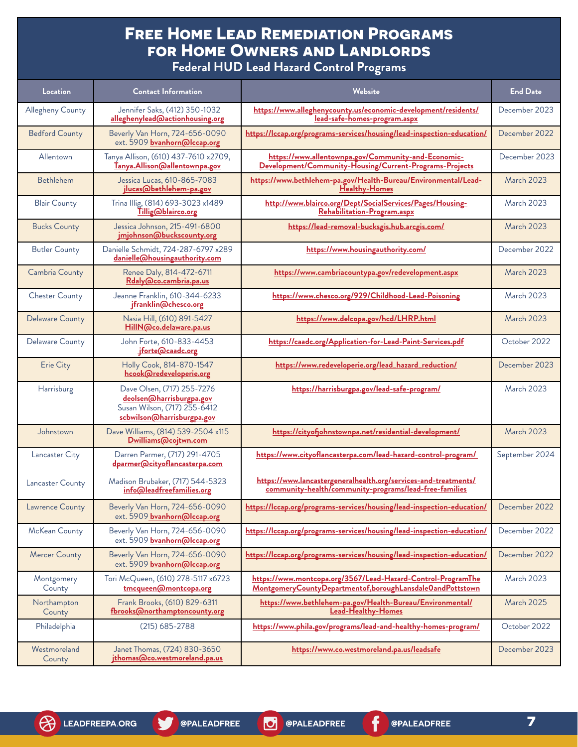# Free Home Lead Remediation Programs for Home Owners and Landlords

## Federal HUD Lead Hazard Control Programs

| Location | Contact Information | Website | End Date |
|---|---|---|---|
| Allegheny County | Jennifer Saks, (412) 350-1032 alleghenylead@actionhousing.org | https://www.alleghenycounty.us/economic-development/residents/lead-safe-homes-program.aspx | December 2023 |
| Bedford County | Beverly Van Horn, 724-656-0090 ext. 5909 bvanhorn@lccap.org | https://lccap.org/programs-services/housing/lead-inspection-education/ | December 2022 |
| Allentown | Tanya Allison, (610) 437-7610 x2709, Tanya.Allison@allentownpa.gov | https://www.allentownpa.gov/Community-and-Economic-Development/Community-Housing/Current-Programs-Projects | December 2023 |
| Bethlehem | Jessica Lucas, 610-865-7083 jlucas@bethlehem-pa.gov | https://www.bethlehem-pa.gov/Health-Bureau/Environmental/Lead-Healthy-Homes | March 2023 |
| Blair County | Trina Illig, (814) 693-3023 x1489 Tillig@blairco.org | http://www.blairco.org/Dept/SocialServices/Pages/Housing-Rehabilitation-Program.aspx | March 2023 |
| Bucks County | Jessica Johnson, 215-491-6800 jmjohnson@buckscounty.org | https://lead-removal-bucksgis.hub.arcgis.com/ | March 2023 |
| Butler County | Danielle Schmidt, 724-287-6797 x289 danielle@housingauthority.com | https://www.housingauthority.com/ | December 2022 |
| Cambria County | Renee Daly, 814-472-6711 Rdaly@co.cambria.pa.us | https://www.cambriacountypa.gov/redevelopment.aspx | March 2023 |
| Chester County | Jeanne Franklin, 610-344-6233 jfranklin@chesco.org | https://www.chesco.org/929/Childhood-Lead-Poisoning | March 2023 |
| Delaware County | Nasia Hill, (610) 891-5427 HillN@co.delaware.pa.us | https://www.delcopa.gov/hcd/LHRP.html | March 2023 |
| Delaware County | John Forte, 610-833-4453 jforte@caadc.org | https://caadc.org/Application-for-Lead-Paint-Services.pdf | October 2022 |
| Erie City | Holly Cook, 814-870-1547 hcook@redeveloperie.org | https://www.redeveloperie.org/lead_hazard_reduction/ | December 2023 |
| Harrisburg | Dave Olsen, (717) 255-7276 deolsen@harrisburgpa.gov Susan Wilson, (717) 255-6412 scbwilson@harrisburgpa.gov | https://harrisburgpa.gov/lead-safe-program/ | March 2023 |
| Johnstown | Dave Williams, (814) 539-2504 x115 Dwilliams@cojtwn.com | https://cityofjohnstownpa.net/residential-development/ | March 2023 |
| Lancaster City | Darren Parmer, (717) 291-4705 dparmer@cityoflancasterpa.com | https://www.cityoflancasterpa.com/lead-hazard-control-program/ | September 2024 |
| Lancaster County | Madison Brubaker, (717) 544-5323 info@leadfreefamilies.org | https://www.lancastergeneralhealth.org/services-and-treatments/community-health/community-programs/lead-free-families | |
| Lawrence County | Beverly Van Horn, 724-656-0090 ext. 5909 bvanhorn@lccap.org | https://lccap.org/programs-services/housing/lead-inspection-education/ | December 2022 |
| McKean County | Beverly Van Horn, 724-656-0090 ext. 5909 bvanhorn@lccap.org | https://lccap.org/programs-services/housing/lead-inspection-education/ | December 2022 |
| Mercer County | Beverly Van Horn, 724-656-0090 ext. 5909 bvanhorn@lccap.org | https://lccap.org/programs-services/housing/lead-inspection-education/ | December 2022 |
| Montgomery County | Tori McQueen, (610) 278-5117 x6723 tmcqueen@montcopa.org | https://www.montcopa.org/3567/Lead-Hazard-Control-ProgramThe MontgomeryCountyDepartmentof,boroughLansdale0andPottstown | March 2023 |
| Northampton County | Frank Brooks, (610) 829-6311 fbrooks@northamptoncounty.org | https://www.bethlehem-pa.gov/Health-Bureau/Environmental/Lead-Healthy-Homes | March 2025 |
| Philadelphia | (215) 685-2788 | https://www.phila.gov/programs/lead-and-healthy-homes-program/ | October 2022 |
| Westmoreland County | Janet Thomas, (724) 830-3650 jthomas@co.westmoreland.pa.us | https://www.co.westmoreland.pa.us/leadsafe | December 2023 |

LEADFREEPA.ORG @PALEADFREE @PALEADFREE @PALEADFREE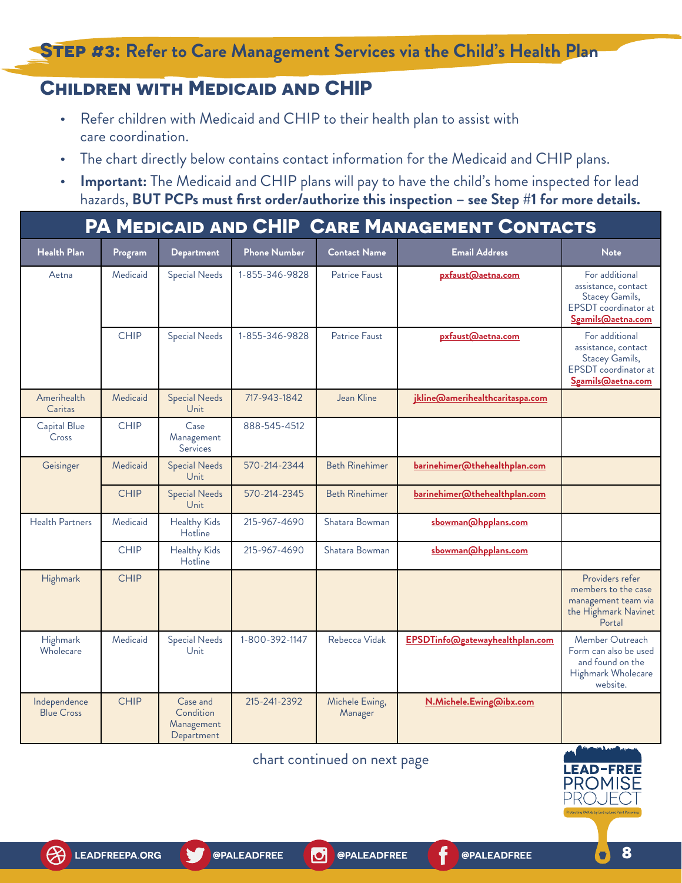## Step #3: Refer to Care Management Services via the Child's Health Plan

### Children with Medicaid and CHIP

- Refer children with Medicaid and CHIP to their health plan to assist with care coordination.
- The chart directly below contains contact information for the Medicaid and CHIP plans.
- **Important:** The Medicaid and CHIP plans will pay to have the child's home inspected for lead hazards, **BUT PCPs must first order/authorize this inspection – see Step #1 for more details.**

### PA Medicaid and CHIP Care Management Contacts

| Health Plan | Program | Department | Phone Number | Contact Name | Email Address | Note |
|---|---|---|---|---|---|---|
| Aetna | Medicaid | Special Needs | 1-855-346-9828 | Patrice Faust | pxfaust@aetna.com | For additional assistance, contact Stacey Gamils, EPSDT coordinator at Sgamils@aetna.com |
| | CHIP | Special Needs | 1-855-346-9828 | Patrice Faust | pxfaust@aetna.com | For additional assistance, contact Stacey Gamils, EPSDT coordinator at Sgamils@aetna.com |
| Amerihealth Caritas | Medicaid | Special Needs Unit | 717-943-1842 | Jean Kline | jkline@amerihealthcaritaspa.com | |
| Capital Blue Cross | CHIP | Case Management Services | 888-545-4512 | | | |
| Geisinger | Medicaid | Special Needs Unit | 570-214-2344 | Beth Rinehimer | barinehimer@thehealthplan.com | |
| | CHIP | Special Needs Unit | 570-214-2345 | Beth Rinehimer | barinehimer@thehealthplan.com | |
| Health Partners | Medicaid | Healthy Kids Hotline | 215-967-4690 | Shatara Bowman | sbowman@hpplans.com | |
| | CHIP | Healthy Kids Hotline | 215-967-4690 | Shatara Bowman | sbowman@hpplans.com | |
| Highmark | CHIP | | | | | Providers refer members to the case management team via the Highmark Navinet Portal |
| Highmark Wholecare | Medicaid | Special Needs Unit | 1-800-392-1147 | Rebecca Vidak | EPSDTinfo@gatewayhealthplan.com | Member Outreach Form can also be used and found on the Highmark Wholecare website. |
| Independence Blue Cross | CHIP | Case and Condition Management Department | 215-241-2392 | Michele Ewing, Manager | N.Michele.Ewing@ibx.com | |

chart continued on next page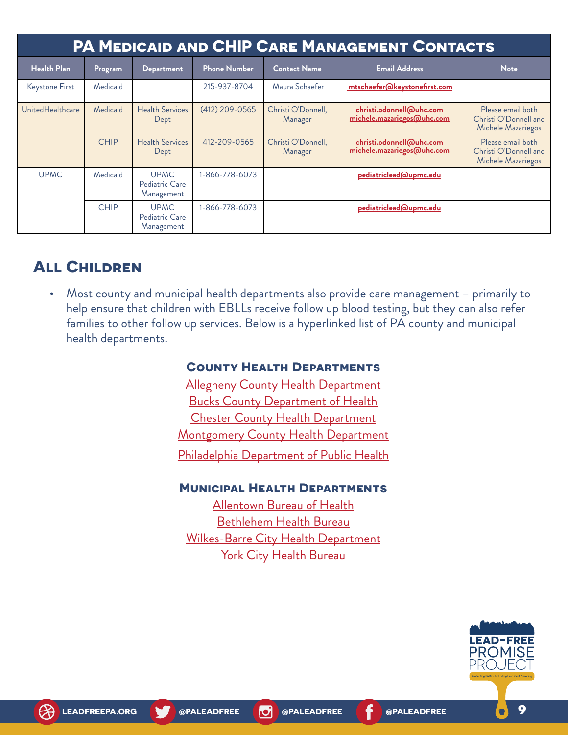## PA Medicaid and CHIP Care Management Contacts

| Health Plan | Program | Department | Phone Number | Contact Name | Email Address | Note |
|---|---|---|---|---|---|---|
| Keystone First | Medicaid | | 215-937-8704 | Maura Schaefer | mtschaefer@keystonefirst.com | |
| UnitedHealthcare | Medicaid | Health Services Dept | (412) 209-0565 | Christi O'Donnell, Manager | christi.odonnell@uhc.com michele.mazariegos@uhc.com | Please email both Christi O'Donnell and Michele Mazariegos |
| | CHIP | Health Services Dept | 412-209-0565 | Christi O'Donnell, Manager | christi.odonnell@uhc.com michele.mazariegos@uhc.com | Please email both Christi O'Donnell and Michele Mazariegos |
| UPMC | Medicaid | UPMC Pediatric Care Management | 1-866-778-6073 | | pediatriclead@upmc.edu | |
| | CHIP | UPMC Pediatric Care Management | 1-866-778-6073 | | pediatriclead@upmc.edu | |

## All Children

- Most county and municipal health departments also provide care management – primarily to help ensure that children with EBLLs receive follow up blood testing, but they can also refer families to other follow up services. Below is a hyperlinked list of PA county and municipal health departments.

### County Health Departments

Allegheny County Health Department
Bucks County Department of Health
Chester County Health Department
Montgomery County Health Department
Philadelphia Department of Public Health

### Municipal Health Departments

Allentown Bureau of Health
Bethlehem Health Bureau
Wilkes-Barre City Health Department
York City Health Bureau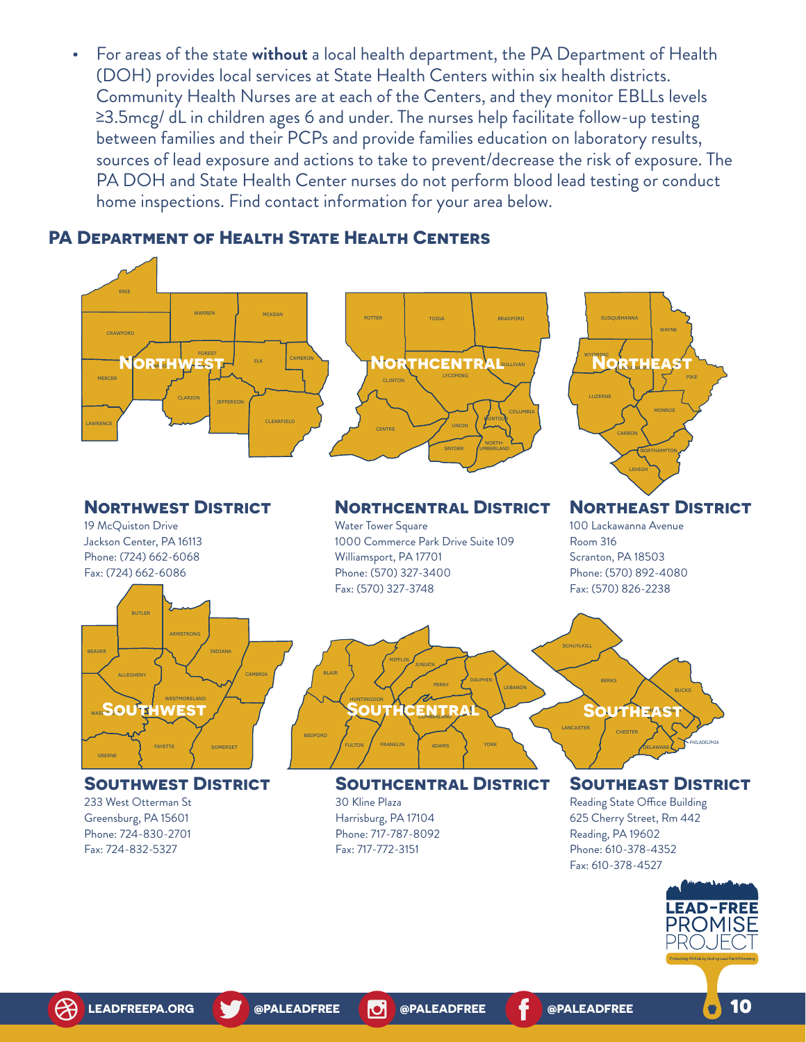- For areas of the state **without** a local health department, the PA Department of Health (DOH) provides local services at State Health Centers within six health districts. Community Health Nurses are at each of the Centers, and they monitor EBLLs levels ≥3.5mcg/ dL in children ages 6 and under. The nurses help facilitate follow-up testing between families and their PCPs and provide families education on laboratory results, sources of lead exposure and actions to take to prevent/decrease the risk of exposure. The PA DOH and State Health Center nurses do not perform blood lead testing or conduct home inspections. Find contact information for your area below.

## PA Department of Health State Health Centers

### Northwest District
19 McQuiston Drive
Jackson Center, PA 16113
Phone: (724) 662-6068
Fax: (724) 662-6086

### Northcentral District
Water Tower Square
1000 Commerce Park Drive Suite 109
Williamsport, PA 17701
Phone: (570) 327-3400
Fax: (570) 327-3748

### Northeast District
100 Lackawanna Avenue
Room 316
Scranton, PA 18503
Phone: (570) 892-4080
Fax: (570) 826-2238

### Southwest District
233 West Otterman St
Greensburg, PA 15601
Phone: 724-830-2701
Fax: 724-832-5327

### Southcentral District
30 Kline Plaza
Harrisburg, PA 17104
Phone: 717-787-8092
Fax: 717-772-3151

### Southeast District
Reading State Office Building
625 Cherry Street, Rm 442
Reading, PA 19602
Phone: 610-378-4352
Fax: 610-378-4527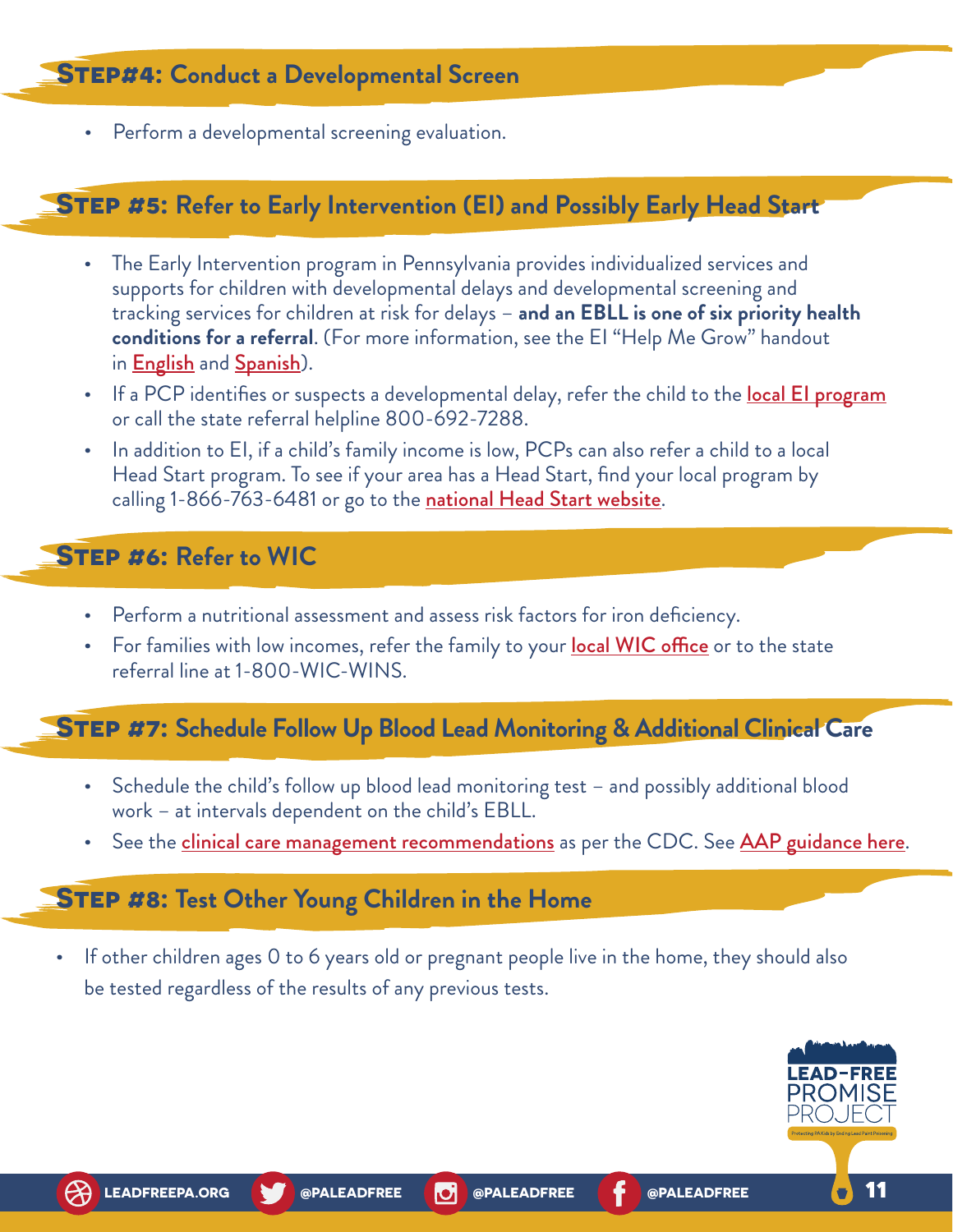## Step#4: Conduct a Developmental Screen

- Perform a developmental screening evaluation.

## Step #5: Refer to Early Intervention (EI) and Possibly Early Head Start

- The Early Intervention program in Pennsylvania provides individualized services and supports for children with developmental delays and developmental screening and tracking services for children at risk for delays – **and an EBLL is one of six priority health conditions for a referral**. (For more information, see the EI "Help Me Grow" handout in English and Spanish).
- If a PCP identifies or suspects a developmental delay, refer the child to the local EI program or call the state referral helpline 800-692-7288.
- In addition to EI, if a child's family income is low, PCPs can also refer a child to a local Head Start program. To see if your area has a Head Start, find your local program by calling 1-866-763-6481 or go to the national Head Start website.

## Step #6: Refer to WIC

- Perform a nutritional assessment and assess risk factors for iron deficiency.
- For families with low incomes, refer the family to your local WIC office or to the state referral line at 1-800-WIC-WINS.

## Step #7: Schedule Follow Up Blood Lead Monitoring & Additional Clinical Care

- Schedule the child's follow up blood lead monitoring test – and possibly additional blood work – at intervals dependent on the child's EBLL.
- See the clinical care management recommendations as per the CDC. See AAP guidance here.

## Step #8: Test Other Young Children in the Home

- If other children ages 0 to 6 years old or pregnant people live in the home, they should also be tested regardless of the results of any previous tests.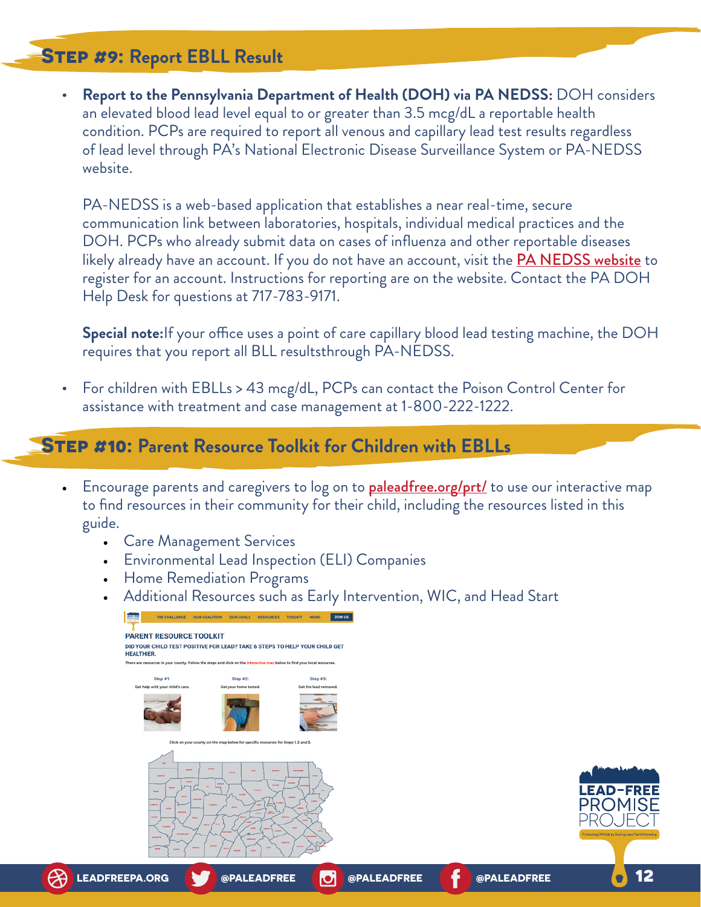## Step #9: Report EBLL Result

- **Report to the Pennsylvania Department of Health (DOH) via PA NEDSS:** DOH considers an elevated blood lead level equal to or greater than 3.5 mcg/dL a reportable health condition. PCPs are required to report all venous and capillary lead test results regardless of lead level through PA's National Electronic Disease Surveillance System or PA-NEDSS website.

  PA-NEDSS is a web-based application that establishes a near real-time, secure communication link between laboratories, hospitals, individual medical practices and the DOH. PCPs who already submit data on cases of influenza and other reportable diseases likely already have an account. If you do not have an account, visit the PA NEDSS website to register for an account. Instructions for reporting are on the website. Contact the PA DOH Help Desk for questions at 717-783-9171.

  **Special note:**If your office uses a point of care capillary blood lead testing machine, the DOH requires that you report all BLL resultsthrough PA-NEDSS.

- For children with EBLLs > 43 mcg/dL, PCPs can contact the Poison Control Center for assistance with treatment and case management at 1-800-222-1222.

## Step #10: Parent Resource Toolkit for Children with EBLLs

- Encourage parents and caregivers to log on to paleadfree.org/prt/ to use our interactive map to find resources in their community for their child, including the resources listed in this guide.
  - Care Management Services
  - Environmental Lead Inspection (ELI) Companies
  - Home Remediation Programs
  - Additional Resources such as Early Intervention, WIC, and Head Start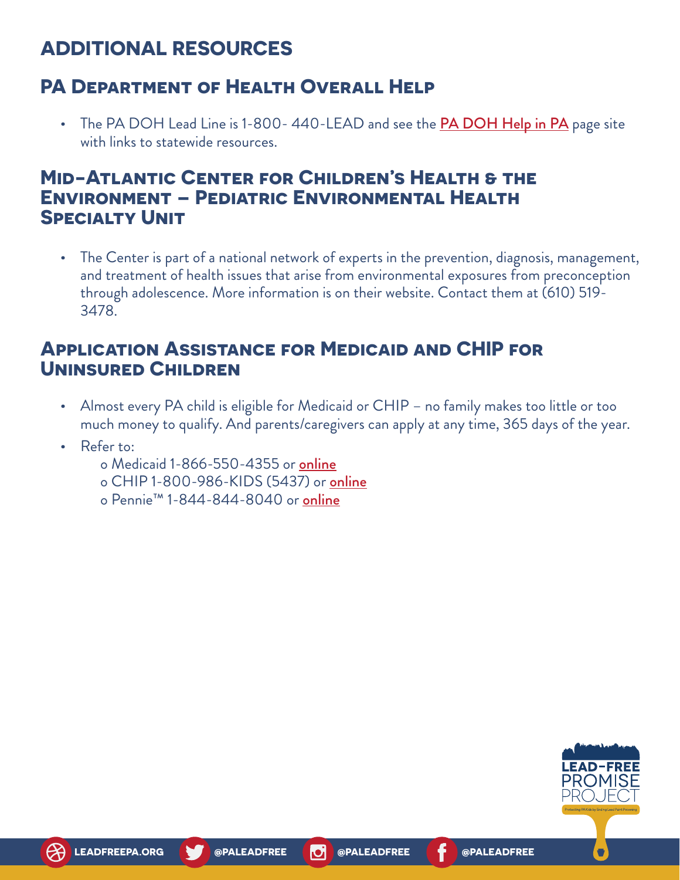# ADDITIONAL RESOURCES

## PA Department of Health Overall Help

- The PA DOH Lead Line is 1-800- 440-LEAD and see the PA DOH Help in PA page site with links to statewide resources.

## Mid-Atlantic Center for Children's Health & the Environment – Pediatric Environmental Health Specialty Unit

- The Center is part of a national network of experts in the prevention, diagnosis, management, and treatment of health issues that arise from environmental exposures from preconception through adolescence. More information is on their website. Contact them at (610) 519-3478.

## Application Assistance for Medicaid and CHIP for Uninsured Children

- Almost every PA child is eligible for Medicaid or CHIP – no family makes too little or too much money to qualify. And parents/caregivers can apply at any time, 365 days of the year.
- Refer to:
  - o Medicaid 1-866-550-4355 or online
  - o CHIP 1-800-986-KIDS (5437) or online
  - o Pennie™ 1-844-844-8040 or online